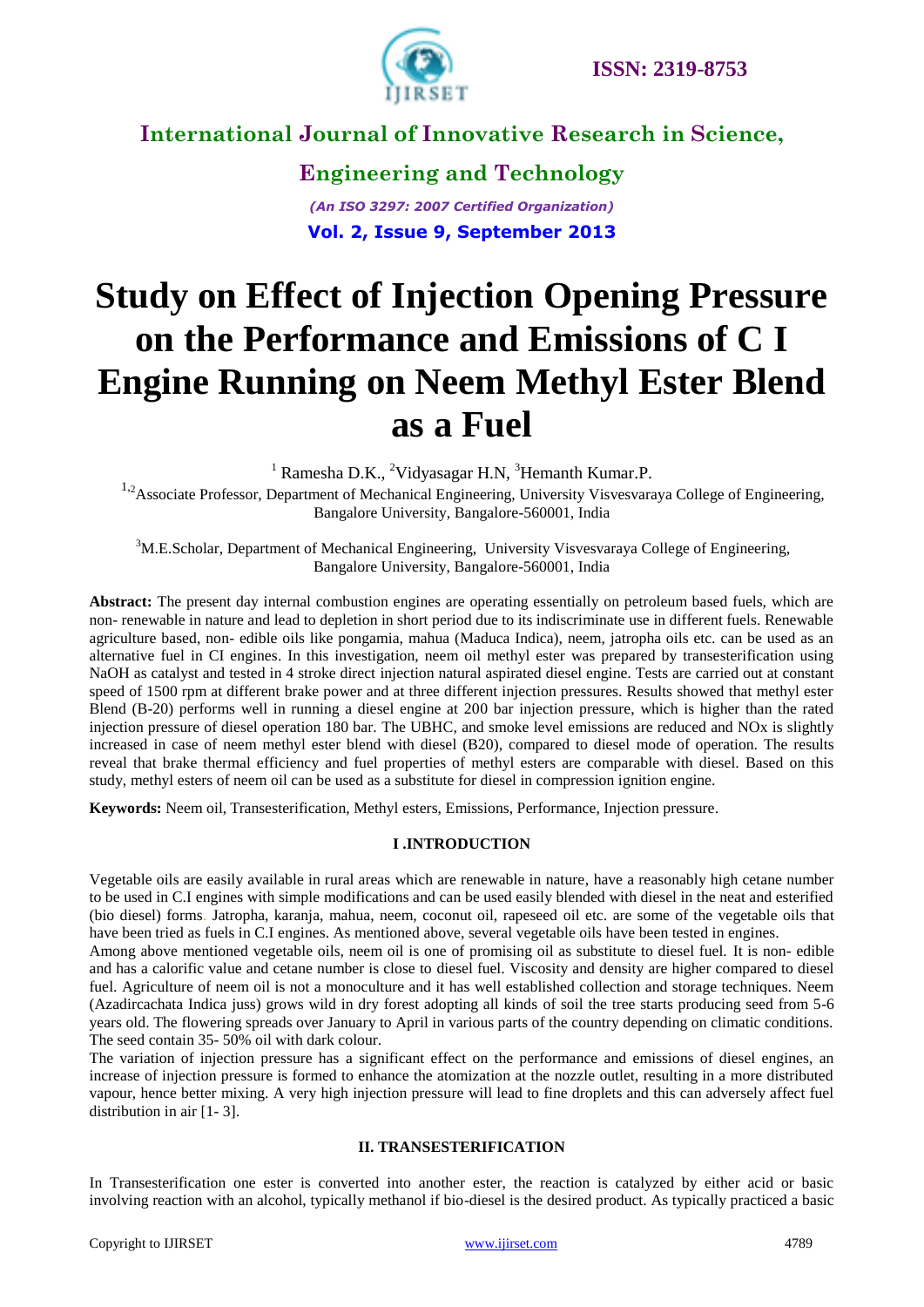# Study on Effect of Injection Opening Pressure on the Performance and Emissions of C I Engine Running on Neem Methyl Ester Blend as a Fuel

[1] Ramesha D.K., [2]Vidyasagar H.N, [3]Hemanth Kumar.P.

[1,2]Associate Professor, Department of Mechanical Engineering, University Visvesvaraya College of Engineering, Bangalore University, Bangalore-560001, India

[3]M.E.Scholar, Department of Mechanical Engineering, University Visvesvaraya College of Engineering, Bangalore University, Bangalore-560001, India

**Abstract:** The present day internal combustion engines are operating essentially on petroleum based fuels, which are non- renewable in nature and lead to depletion in short period due to its indiscriminate use in different fuels. Renewable agriculture based, non- edible oils like pongamia, mahua (Maduca Indica), neem, jatropha oils etc. can be used as an alternative fuel in CI engines. In this investigation, neem oil methyl ester was prepared by transesterification using NaOH as catalyst and tested in 4 stroke direct injection natural aspirated diesel engine. Tests are carried out at constant speed of 1500 rpm at different brake power and at three different injection pressures. Results showed that methyl ester Blend (B-20) performs well in running a diesel engine at 200 bar injection pressure, which is higher than the rated injection pressure of diesel operation 180 bar. The UBHC, and smoke level emissions are reduced and NOx is slightly increased in case of neem methyl ester blend with diesel (B20), compared to diesel mode of operation. The results reveal that brake thermal efficiency and fuel properties of methyl esters are comparable with diesel. Based on this study, methyl esters of neem oil can be used as a substitute for diesel in compression ignition engine.

**Keywords:** Neem oil, Transesterification, Methyl esters, Emissions, Performance, Injection pressure.

## I .INTRODUCTION

Vegetable oils are easily available in rural areas which are renewable in nature, have a reasonably high cetane number to be used in C.I engines with simple modifications and can be used easily blended with diesel in the neat and esterified (bio diesel) forms. Jatropha, karanja, mahua, neem, coconut oil, rapeseed oil etc. are some of the vegetable oils that have been tried as fuels in C.I engines. As mentioned above, several vegetable oils have been tested in engines.

Among above mentioned vegetable oils, neem oil is one of promising oil as substitute to diesel fuel. It is non- edible and has a calorific value and cetane number is close to diesel fuel. Viscosity and density are higher compared to diesel fuel. Agriculture of neem oil is not a monoculture and it has well established collection and storage techniques. Neem (Azadircachata Indica juss) grows wild in dry forest adopting all kinds of soil the tree starts producing seed from 5-6 years old. The flowering spreads over January to April in various parts of the country depending on climatic conditions. The seed contain 35- 50% oil with dark colour.

The variation of injection pressure has a significant effect on the performance and emissions of diesel engines, an increase of injection pressure is formed to enhance the atomization at the nozzle outlet, resulting in a more distributed vapour, hence better mixing. A very high injection pressure will lead to fine droplets and this can adversely affect fuel distribution in air [1- 3].

## II. TRANSESTERIFICATION

In Transesterification one ester is converted into another ester, the reaction is catalyzed by either acid or basic involving reaction with an alcohol, typically methanol if bio-diesel is the desired product. As typically practiced a basic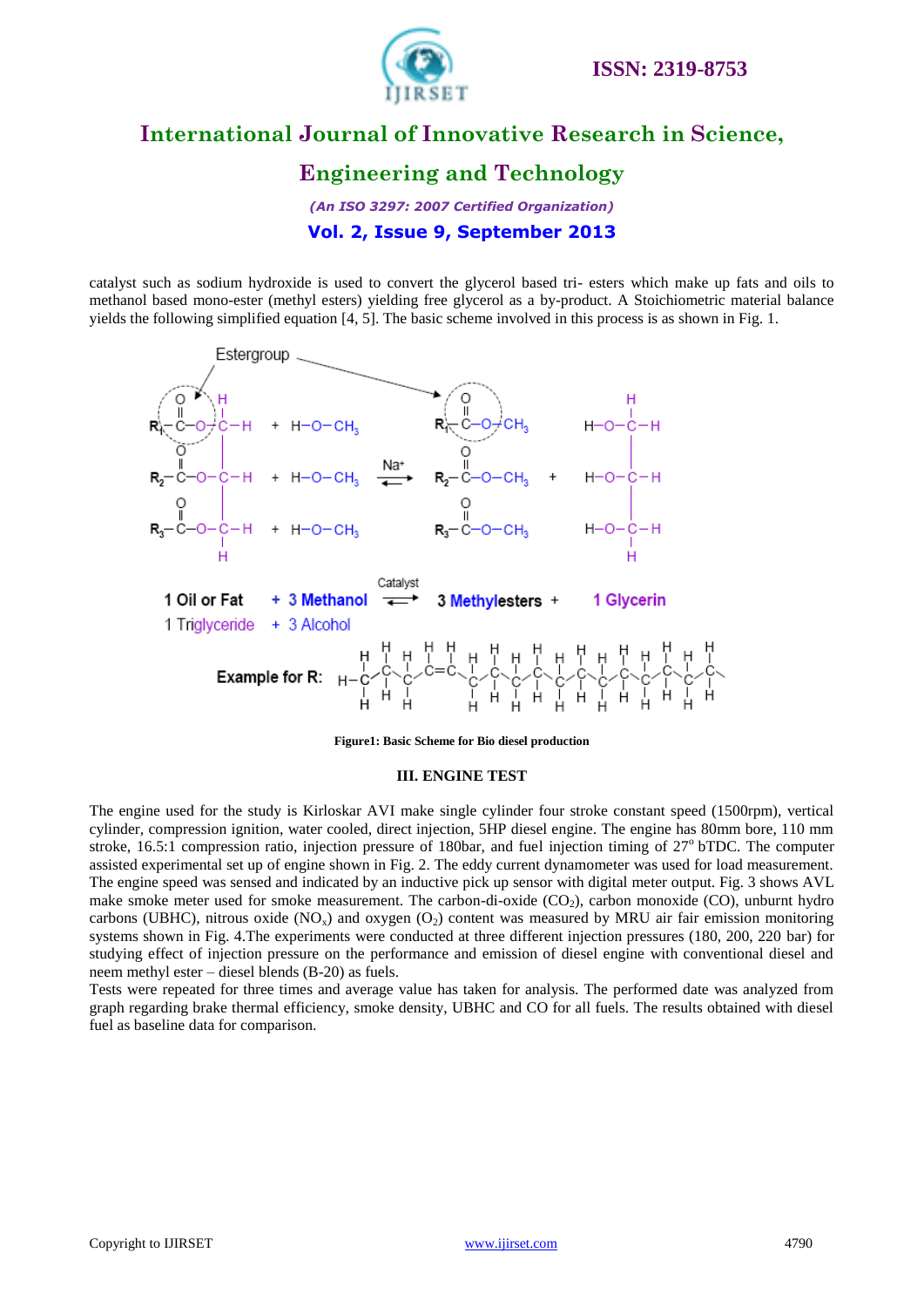catalyst such as sodium hydroxide is used to convert the glycerol based tri- esters which make up fats and oils to methanol based mono-ester (methyl esters) yielding free glycerol as a by-product. A Stoichiometric material balance yields the following simplified equation [4, 5]. The basic scheme involved in this process is as shown in Fig. 1.

**Figure1: Basic Scheme for Bio diesel production**

### III. ENGINE TEST

The engine used for the study is Kirloskar AVI make single cylinder four stroke constant speed (1500rpm), vertical cylinder, compression ignition, water cooled, direct injection, 5HP diesel engine. The engine has 80mm bore, 110 mm stroke, 16.5:1 compression ratio, injection pressure of 180bar, and fuel injection timing of $27^{o}$ bTDC. The computer assisted experimental set up of engine shown in Fig. 2. The eddy current dynamometer was used for load measurement. The engine speed was sensed and indicated by an inductive pick up sensor with digital meter output. Fig. 3 shows AVL make smoke meter used for smoke measurement. The carbon-di-oxide ($CO_2$), carbon monoxide (CO), unburnt hydro carbons (UBHC), nitrous oxide ($NO_x$) and oxygen ($O_2$) content was measured by MRU air fair emission monitoring systems shown in Fig. 4.The experiments were conducted at three different injection pressures (180, 200, 220 bar) for studying effect of injection pressure on the performance and emission of diesel engine with conventional diesel and neem methyl ester – diesel blends (B-20) as fuels.

Tests were repeated for three times and average value has taken for analysis. The performed date was analyzed from graph regarding brake thermal efficiency, smoke density, UBHC and CO for all fuels. The results obtained with diesel fuel as baseline data for comparison.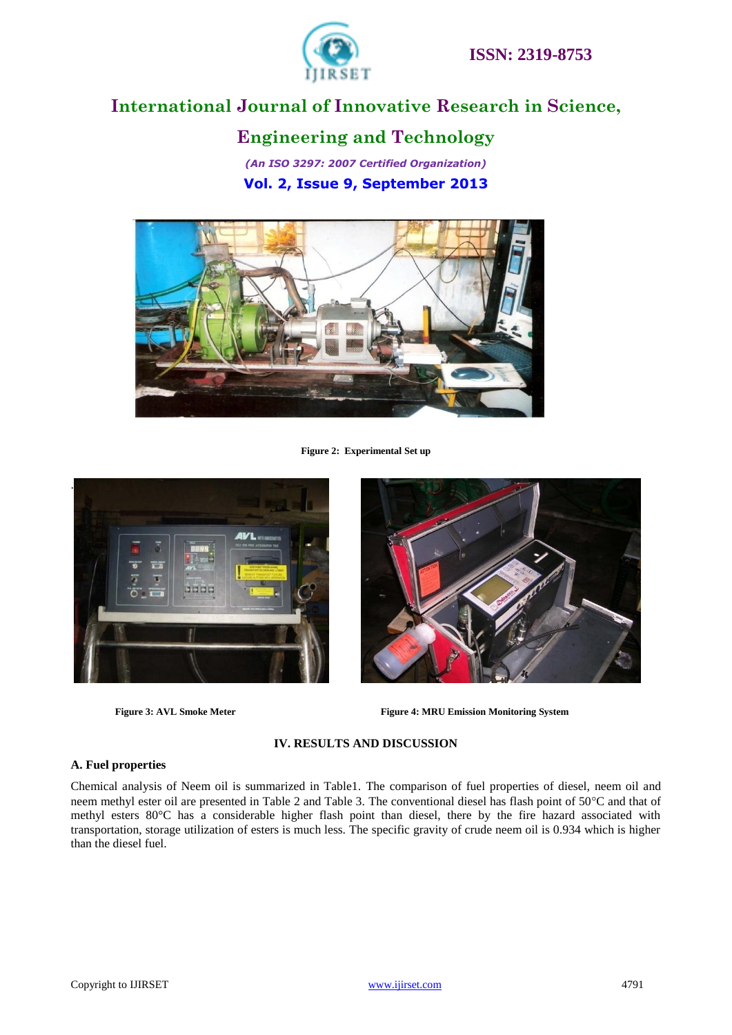Figure 2: Experimental Set up

Figure 3: AVL Smoke Meter

Figure 4: MRU Emission Monitoring System

## IV. RESULTS AND DISCUSSION

### A. Fuel properties

Chemical analysis of Neem oil is summarized in Table1. The comparison of fuel properties of diesel, neem oil and neem methyl ester oil are presented in Table 2 and Table 3. The conventional diesel has flash point of 50°C and that of methyl esters 80°C has a considerable higher flash point than diesel, there by the fire hazard associated with transportation, storage utilization of esters is much less. The specific gravity of crude neem oil is 0.934 which is higher than the diesel fuel.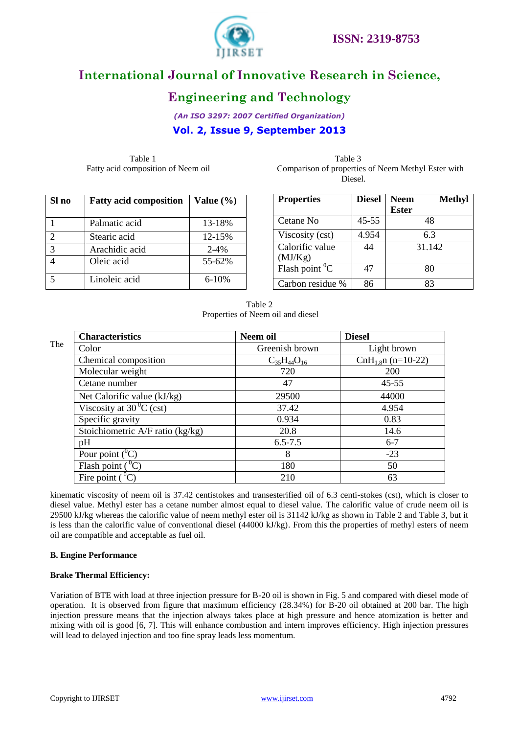Table 1
Fatty acid composition of Neem oil

| Sl no | Fatty acid composition | Value (%) |
|---|---|---|
| 1 | Palmatic acid | 13-18% |
| 2 | Stearic acid | 12-15% |
| 3 | Arachidic acid | 2-4% |
| 4 | Oleic acid | 55-62% |
| 5 | Linoleic acid | 6-10% |

Table 3
Comparison of properties of Neem Methyl Ester with Diesel.

| Properties | Diesel | Neem Methyl Ester |
|---|---|---|
| Cetane No | 45-55 | 48 |
| Viscosity (cst) | 4.954 | 6.3 |
| Calorific value (MJ/Kg) | 44 | 31.142 |
| Flash point $^0$C | 47 | 80 |
| Carbon residue % | 86 | 83 |

Table 2
Properties of Neem oil and diesel

| Characteristics | Neem oil | Diesel |
|---|---|---|
| Color | Greenish brown | Light brown |
| Chemical composition | $C_{35}H_{44}O_{16}$ | $C_nH_{1.8n}$ (n=10-22) |
| Molecular weight | 720 | 200 |
| Cetane number | 47 | 45-55 |
| Net Calorific value (kJ/kg) | 29500 | 44000 |
| Viscosity at 30 $^0$C (cst) | 37.42 | 4.954 |
| Specific gravity | 0.934 | 0.83 |
| Stoichiometric A/F ratio (kg/kg) | 20.8 | 14.6 |
| pH | 6.5-7.5 | 6-7 |
| Pour point ($^0$C) | 8 | -23 |
| Flash point ($^0$C) | 180 | 50 |
| Fire point ($^0$C) | 210 | 63 |

The kinematic viscosity of neem oil is 37.42 centistokes and transesterified oil of 6.3 centi-stokes (cst), which is closer to diesel value. Methyl ester has a cetane number almost equal to diesel value. The calorific value of crude neem oil is 29500 kJ/kg whereas the calorific value of neem methyl ester oil is 31142 kJ/kg as shown in Table 2 and Table 3, but it is less than the calorific value of conventional diesel (44000 kJ/kg). From this the properties of methyl esters of neem oil are compatible and acceptable as fuel oil.

**B. Engine Performance**

**Brake Thermal Efficiency:**

Variation of BTE with load at three injection pressure for B-20 oil is shown in Fig. 5 and compared with diesel mode of operation. It is observed from figure that maximum efficiency (28.34%) for B-20 oil obtained at 200 bar. The high injection pressure means that the injection always takes place at high pressure and hence atomization is better and mixing with oil is good [6, 7]. This will enhance combustion and intern improves efficiency. High injection pressures will lead to delayed injection and too fine spray leads less momentum.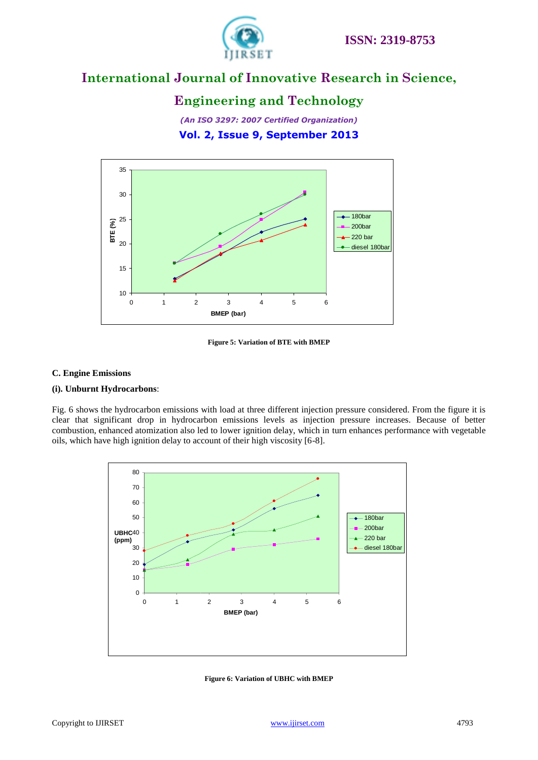Figure 5: Variation of BTE with BMEP

### C. Engine Emissions

**(i). Unburnt Hydrocarbons**:

Fig. 6 shows the hydrocarbon emissions with load at three different injection pressure considered. From the figure it is clear that significant drop in hydrocarbon emissions levels as injection pressure increases. Because of better combustion, enhanced atomization also led to lower ignition delay, which in turn enhances performance with vegetable oils, which have high ignition delay to account of their high viscosity [6-8].

Figure 6: Variation of UBHC with BMEP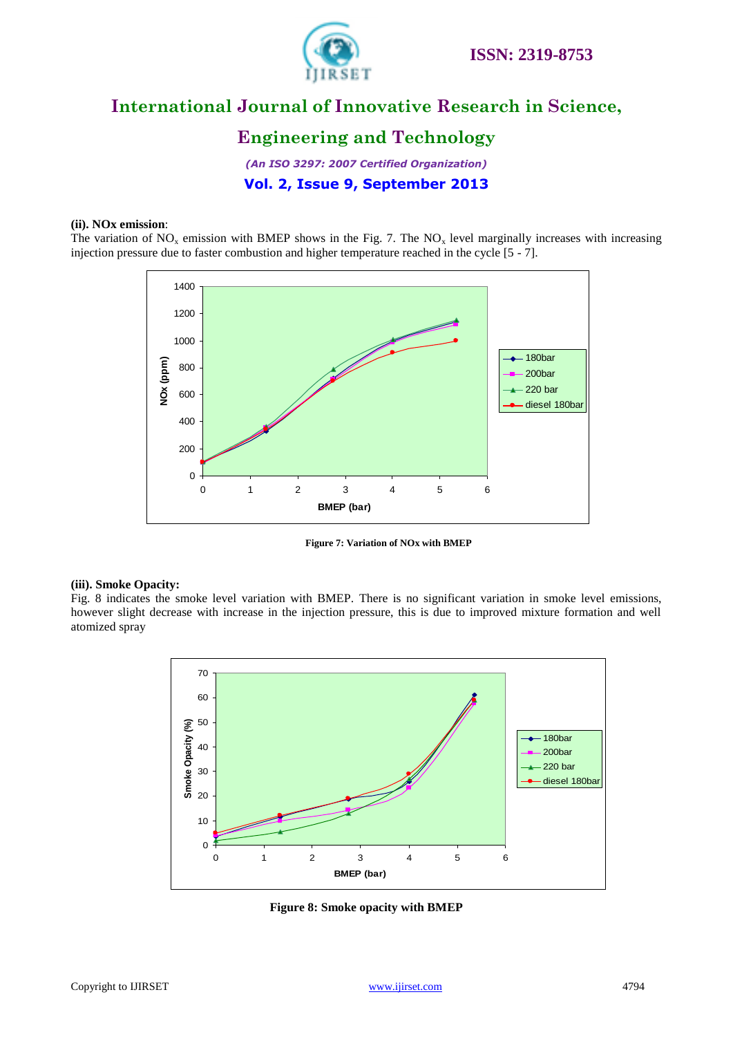**(ii). NOx emission**:

The variation of $NO_x$ emission with BMEP shows in the Fig. 7. The $NO_x$ level marginally increases with increasing injection pressure due to faster combustion and higher temperature reached in the cycle [5 - 7].

**Figure 7: Variation of NOx with BMEP**

**(iii). Smoke Opacity:**

Fig. 8 indicates the smoke level variation with BMEP. There is no significant variation in smoke level emissions, however slight decrease with increase in the injection pressure, this is due to improved mixture formation and well atomized spray

**Figure 8: Smoke opacity with BMEP**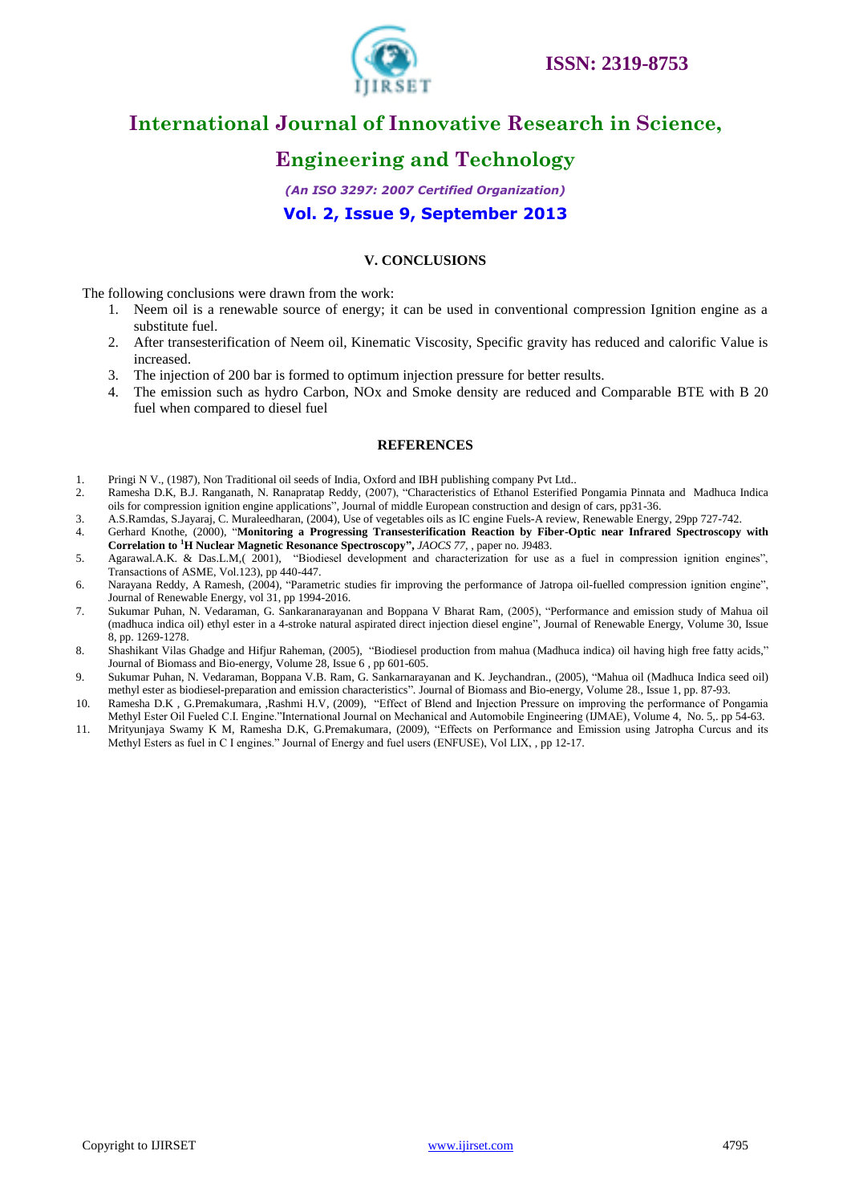## V. CONCLUSIONS

The following conclusions were drawn from the work:

1. Neem oil is a renewable source of energy; it can be used in conventional compression Ignition engine as a substitute fuel.
2. After transesterification of Neem oil, Kinematic Viscosity, Specific gravity has reduced and calorific Value is increased.
3. The injection of 200 bar is formed to optimum injection pressure for better results.
4. The emission such as hydro Carbon, NOx and Smoke density are reduced and Comparable BTE with B 20 fuel when compared to diesel fuel

## REFERENCES

1. Pringi N V., (1987), Non Traditional oil seeds of India, Oxford and IBH publishing company Pvt Ltd..
2. Ramesha D.K, B.J. Ranganath, N. Ranapratap Reddy, (2007), "Characteristics of Ethanol Esterified Pongamia Pinnata and Madhuca Indica oils for compression ignition engine applications", Journal of middle European construction and design of cars, pp31-36.
3. A.S.Ramdas, S.Jayaraj, C. Muraleedharan, (2004), Use of vegetables oils as IC engine Fuels-A review, Renewable Energy, 29pp 727-742.
4. Gerhard Knothe, (2000), "**Monitoring a Progressing Transesterification Reaction by Fiber-Optic near Infrared Spectroscopy with Correlation to $^1$H Nuclear Magnetic Resonance Spectroscopy",** *JAOCS 77*, , paper no. J9483.
5. Agarawal.A.K. & Das.L.M,( 2001), "Biodiesel development and characterization for use as a fuel in compression ignition engines", Transactions of ASME, Vol.123), pp 440-447.
6. Narayana Reddy, A Ramesh, (2004), "Parametric studies fir improving the performance of Jatropa oil-fuelled compression ignition engine", Journal of Renewable Energy, vol 31, pp 1994-2016.
7. Sukumar Puhan, N. Vedaraman, G. Sankaranarayanan and Boppana V Bharat Ram, (2005), "Performance and emission study of Mahua oil (madhuca indica oil) ethyl ester in a 4-stroke natural aspirated direct injection diesel engine", Journal of Renewable Energy, Volume 30, Issue 8, pp. 1269-1278.
8. Shashikant Vilas Ghadge and Hifjur Raheman, (2005), "Biodiesel production from mahua (Madhuca indica) oil having high free fatty acids," Journal of Biomass and Bio-energy, Volume 28, Issue 6 , pp 601-605.
9. Sukumar Puhan, N. Vedaraman, Boppana V.B. Ram, G. Sankarnarayanan and K. Jeychandran., (2005), "Mahua oil (Madhuca Indica seed oil) methyl ester as biodiesel-preparation and emission characteristics". Journal of Biomass and Bio-energy, Volume 28., Issue 1, pp. 87-93.
10. Ramesha D.K , G.Premakumara, ,Rashmi H.V, (2009), "Effect of Blend and Injection Pressure on improving the performance of Pongamia Methyl Ester Oil Fueled C.I. Engine."International Journal on Mechanical and Automobile Engineering (IJMAE), Volume 4, No. 5,. pp 54-63.
11. Mrityunjaya Swamy K M, Ramesha D.K, G.Premakumara, (2009), "Effects on Performance and Emission using Jatropha Curcus and its Methyl Esters as fuel in C I engines." Journal of Energy and fuel users (ENFUSE), Vol LIX, , pp 12-17.